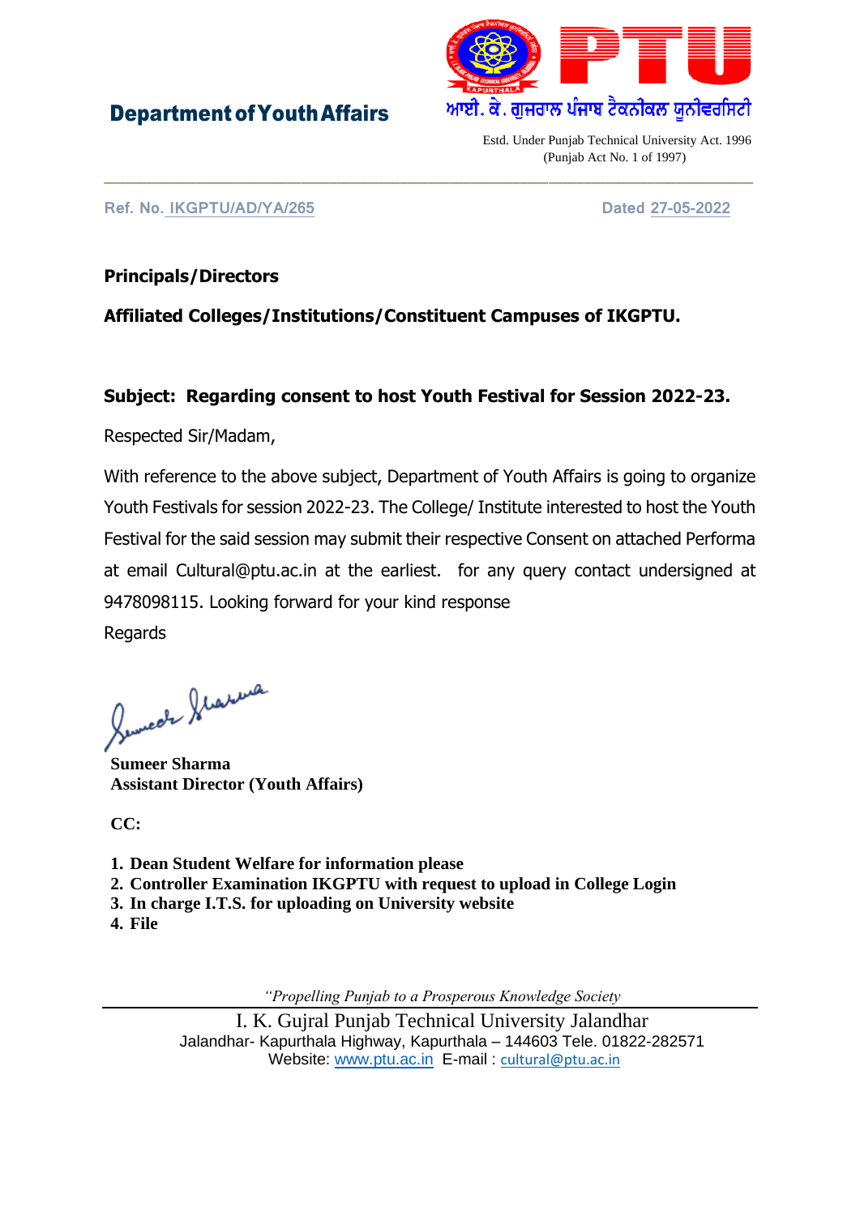**Department of Youth Affairs**

ਆਈ. ਕੇ. ਗੁਜਰਾਲ ਪੰਜਾਬ ਟੈਕਨੀਕਲ ਯੂਨੀਵਰਸਿਟੀ

Estd. Under Punjab Technical University Act. 1996
(Punjab Act No. 1 of 1997)

---

Ref. No. IKGPTU/AD/YA/265 Dated 27-05-2022

**Principals/Directors**

**Affiliated Colleges/Institutions/Constituent Campuses of IKGPTU.**

**Subject: Regarding consent to host Youth Festival for Session 2022-23.**

Respected Sir/Madam,

With reference to the above subject, Department of Youth Affairs is going to organize Youth Festivals for session 2022-23. The College/ Institute interested to host the Youth Festival for the said session may submit their respective Consent on attached Performa at email Cultural@ptu.ac.in at the earliest. for any query contact undersigned at 9478098115. Looking forward for your kind response

Regards

**Sumeer Sharma**
**Assistant Director (Youth Affairs)**

**CC:**

1. **Dean Student Welfare for information please**
2. **Controller Examination IKGPTU with request to upload in College Login**
3. **In charge I.T.S. for uploading on University website**
4. **File**

*"Propelling Punjab to a Prosperous Knowledge Society*

I. K. Gujral Punjab Technical University Jalandhar
Jalandhar- Kapurthala Highway, Kapurthala – 144603 Tele. 01822-282571
Website: www.ptu.ac.in E-mail : cultural@ptu.ac.in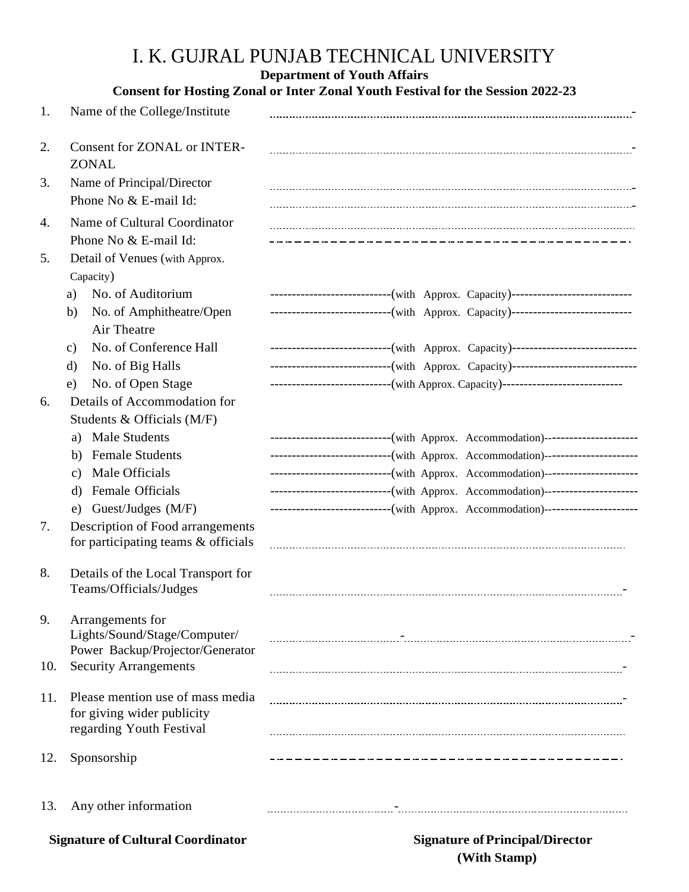# I. K. GUJRAL PUNJAB TECHNICAL UNIVERSITY

**Department of Youth Affairs**

**Consent for Hosting Zonal or Inter Zonal Youth Festival for the Session 2022-23**

1. Name of the College/Institute ..............................................................................

2. Consent for ZONAL or INTER-ZONAL ..............................................................................

3. Name of Principal/Director ..............................................................................
   Phone No & E-mail Id: ..............................................................................

4. Name of Cultural Coordinator ..............................................................................
   Phone No & E-mail Id: ------------------------------------------------------------

5. Detail of Venues (with Approx. Capacity)
   a) No. of Auditorium ----------------------------(with Approx. Capacity)----------------------------
   b) No. of Amphitheatre/Open Air Theatre ----------------------------(with Approx. Capacity)----------------------------
   c) No. of Conference Hall ----------------------------(with Approx. Capacity)----------------------------
   d) No. of Big Halls ----------------------------(with Approx. Capacity)----------------------------
   e) No. of Open Stage ----------------------------(with Approx. Capacity)----------------------------

6. Details of Accommodation for Students & Officials (M/F)
   a) Male Students ----------------------------(with Approx. Accommodation)----------------------
   b) Female Students ----------------------------(with Approx. Accommodation)----------------------
   c) Male Officials ----------------------------(with Approx. Accommodation)----------------------
   d) Female Officials ----------------------------(with Approx. Accommodation)----------------------
   e) Guest/Judges (M/F) ----------------------------(with Approx. Accommodation)----------------------

7. Description of Food arrangements for participating teams & officials ..............................................................................

8. Details of the Local Transport for Teams/Officials/Judges ..............................................................................

9. Arrangements for Lights/Sound/Stage/Computer/ Power Backup/Projector/Generator ..............................................................................

10. Security Arrangements ..............................................................................

11. Please mention use of mass media for giving wider publicity regarding Youth Festival ..............................................................................

12. Sponsorship ------------------------------------------------------------

13. Any other information ..............................................................................

**Signature of Cultural Coordinator**

**Signature of Principal/Director**
**(With Stamp)**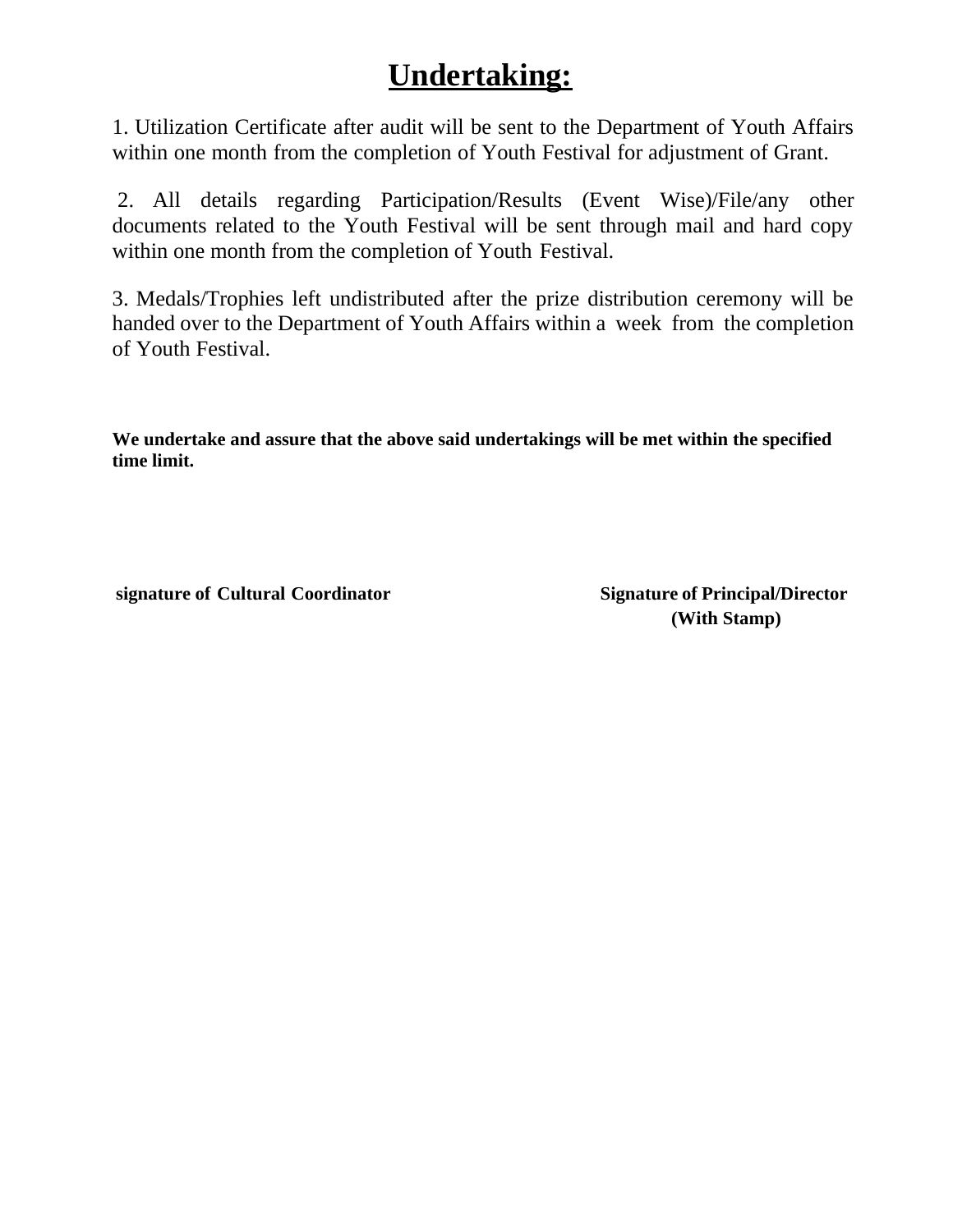# **Undertaking:**

1. Utilization Certificate after audit will be sent to the Department of Youth Affairs within one month from the completion of Youth Festival for adjustment of Grant.

2. All details regarding Participation/Results (Event Wise)/File/any other documents related to the Youth Festival will be sent through mail and hard copy within one month from the completion of Youth Festival.

3. Medals/Trophies left undistributed after the prize distribution ceremony will be handed over to the Department of Youth Affairs within a week from the completion of Youth Festival.

**We undertake and assure that the above said undertakings will be met within the specified time limit.**

**signature of Cultural Coordinator**

**Signature of Principal/Director**
**(With Stamp)**